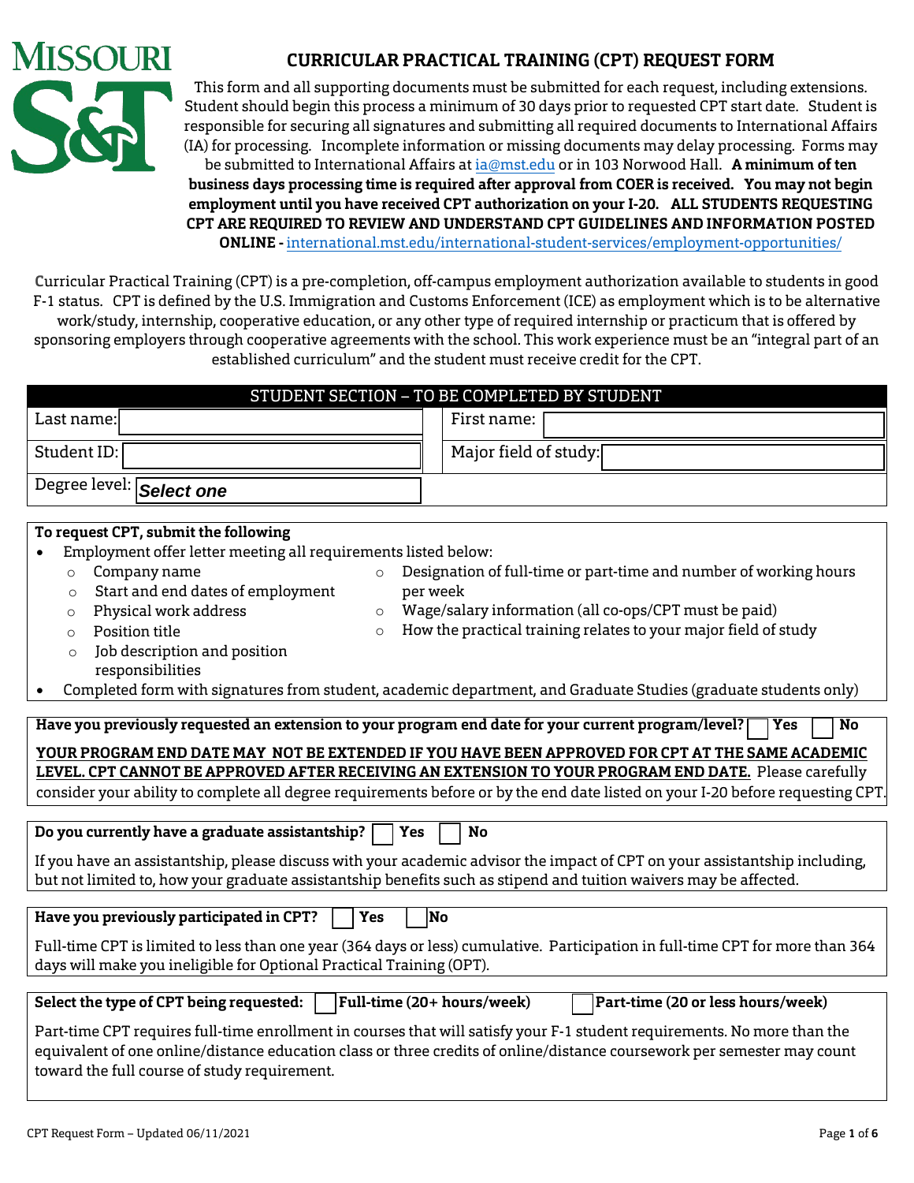MISSOURI S&T

# CURRICULAR PRACTICAL TRAINING (CPT) REQUEST FORM

This form and all supporting documents must be submitted for each request, including extensions. Student should begin this process a minimum of 30 days prior to requested CPT start date. Student is responsible for securing all signatures and submitting all required documents to International Affairs (IA) for processing. Incomplete information or missing documents may delay processing. Forms may be submitted to International Affairs at ia@mst.edu or in 103 Norwood Hall. **A minimum of ten business days processing time is required after approval from COER is received. You may not begin employment until you have received CPT authorization on your I-20. ALL STUDENTS REQUESTING CPT ARE REQUIRED TO REVIEW AND UNDERSTAND CPT GUIDELINES AND INFORMATION POSTED ONLINE -** international.mst.edu/international-student-services/employment-opportunities/

Curricular Practical Training (CPT) is a pre-completion, off-campus employment authorization available to students in good F-1 status. CPT is defined by the U.S. Immigration and Customs Enforcement (ICE) as employment which is to be alternative work/study, internship, cooperative education, or any other type of required internship or practicum that is offered by sponsoring employers through cooperative agreements with the school. This work experience must be an "integral part of an established curriculum" and the student must receive credit for the CPT.

## STUDENT SECTION – TO BE COMPLETED BY STUDENT

| | |
|---|---|
| Last name: | First name: |
| Student ID: | Major field of study: |
| Degree level: Select one | |

**To request CPT, submit the following**

- Employment offer letter meeting all requirements listed below:
  - Company name
  - Start and end dates of employment
  - Physical work address
  - Position title
  - Job description and position responsibilities
  - Designation of full-time or part-time and number of working hours per week
  - Wage/salary information (all co-ops/CPT must be paid)
  - How the practical training relates to your major field of study
- Completed form with signatures from student, academic department, and Graduate Studies (graduate students only)

**Have you previously requested an extension to your program end date for your current program/level?** ☐ **Yes** ☐ **No**

**YOUR PROGRAM END DATE MAY NOT BE EXTENDED IF YOU HAVE BEEN APPROVED FOR CPT AT THE SAME ACADEMIC LEVEL. CPT CANNOT BE APPROVED AFTER RECEIVING AN EXTENSION TO YOUR PROGRAM END DATE.** Please carefully consider your ability to complete all degree requirements before or by the end date listed on your I-20 before requesting CPT.

**Do you currently have a graduate assistantship?** ☐ **Yes** ☐ **No**

If you have an assistantship, please discuss with your academic advisor the impact of CPT on your assistantship including, but not limited to, how your graduate assistantship benefits such as stipend and tuition waivers may be affected.

**Have you previously participated in CPT?** ☐ **Yes** ☐ **No**

Full-time CPT is limited to less than one year (364 days or less) cumulative. Participation in full-time CPT for more than 364 days will make you ineligible for Optional Practical Training (OPT).

**Select the type of CPT being requested:** ☐ **Full-time (20+ hours/week)** ☐ **Part-time (20 or less hours/week)**

Part-time CPT requires full-time enrollment in courses that will satisfy your F-1 student requirements. No more than the equivalent of one online/distance education class or three credits of online/distance coursework per semester may count toward the full course of study requirement.

CPT Request Form – Updated 06/11/2021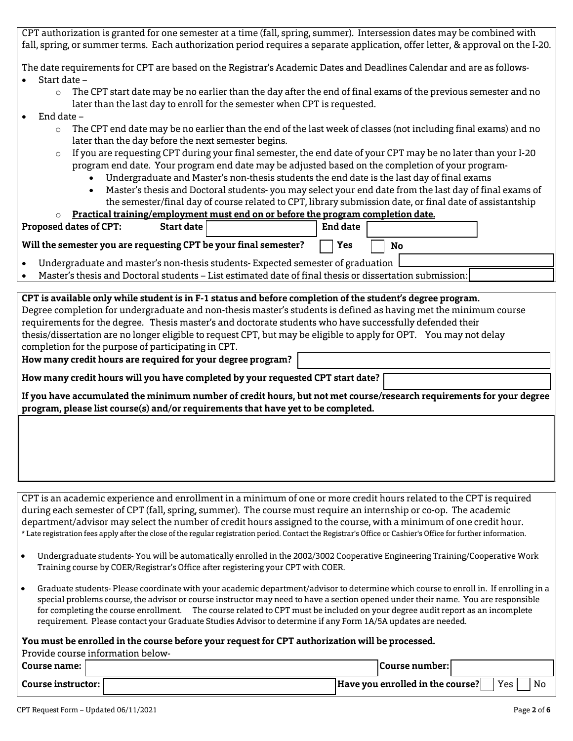CPT authorization is granted for one semester at a time (fall, spring, summer). Intersession dates may be combined with fall, spring, or summer terms. Each authorization period requires a separate application, offer letter, & approval on the I-20.

The date requirements for CPT are based on the Registrar's Academic Dates and Deadlines Calendar and are as follows-

- Start date –
  - The CPT start date may be no earlier than the day after the end of final exams of the previous semester and no later than the last day to enroll for the semester when CPT is requested.
- End date –
  - The CPT end date may be no earlier than the end of the last week of classes (not including final exams) and no later than the day before the next semester begins.
  - If you are requesting CPT during your final semester, the end date of your CPT may be no later than your I-20 program end date. Your program end date may be adjusted based on the completion of your program-
    - Undergraduate and Master's non-thesis students the end date is the last day of final exams
    - Master's thesis and Doctoral students- you may select your end date from the last day of final exams of the semester/final day of course related to CPT, library submission date, or final date of assistantship
  - **Practical training/employment must end on or before the program completion date.**

**Proposed dates of CPT:** **Start date** ______ **End date** ______

**Will the semester you are requesting CPT be your final semester?** ☐ **Yes** ☐ **No**

- Undergraduate and master's non-thesis students- Expected semester of graduation ______
- Master's thesis and Doctoral students – List estimated date of final thesis or dissertation submission: ______

**CPT is available only while student is in F-1 status and before completion of the student's degree program.**
Degree completion for undergraduate and non-thesis master's students is defined as having met the minimum course requirements for the degree. Thesis master's and doctorate students who have successfully defended their thesis/dissertation are no longer eligible to request CPT, but may be eligible to apply for OPT. You may not delay completion for the purpose of participating in CPT.

**How many credit hours are required for your degree program?** ______

**How many credit hours will you have completed by your requested CPT start date?** ______

**If you have accumulated the minimum number of credit hours, but not met course/research requirements for your degree program, please list course(s) and/or requirements that have yet to be completed.**

______

CPT is an academic experience and enrollment in a minimum of one or more credit hours related to the CPT is required during each semester of CPT (fall, spring, summer). The course must require an internship or co-op. The academic department/advisor may select the number of credit hours assigned to the course, with a minimum of one credit hour.
\* Late registration fees apply after the close of the regular registration period. Contact the Registrar's Office or Cashier's Office for further information.

- Undergraduate students- You will be automatically enrolled in the 2002/3002 Cooperative Engineering Training/Cooperative Work Training course by COER/Registrar's Office after registering your CPT with COER.
- Graduate students- Please coordinate with your academic department/advisor to determine which course to enroll in. If enrolling in a special problems course, the advisor or course instructor may need to have a section opened under their name. You are responsible for completing the course enrollment. The course related to CPT must be included on your degree audit report as an incomplete requirement. Please contact your Graduate Studies Advisor to determine if any Form 1A/5A updates are needed.

**You must be enrolled in the course before your request for CPT authorization will be processed.**
Provide course information below-

**Course name:** ______ **Course number:** ______

**Course instructor:** ______ **Have you enrolled in the course?** ☐ Yes ☐ No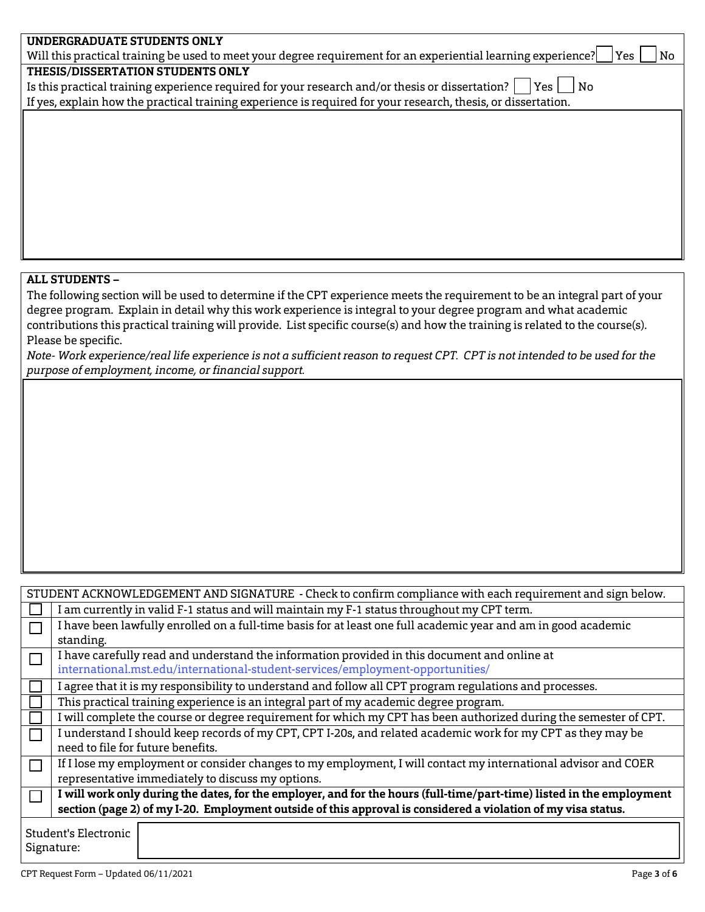**UNDERGRADUATE STUDENTS ONLY**

Will this practical training be used to meet your degree requirement for an experiential learning experience? ☐ Yes ☐ No

**THESIS/DISSERTATION STUDENTS ONLY**

Is this practical training experience required for your research and/or thesis or dissertation? ☐ Yes ☐ No

If yes, explain how the practical training experience is required for your research, thesis, or dissertation.

**ALL STUDENTS –**

The following section will be used to determine if the CPT experience meets the requirement to be an integral part of your degree program. Explain in detail why this work experience is integral to your degree program and what academic contributions this practical training will provide. List specific course(s) and how the training is related to the course(s). Please be specific.

*Note- Work experience/real life experience is not a sufficient reason to request CPT. CPT is not intended to be used for the purpose of employment, income, or financial support.*

STUDENT ACKNOWLEDGEMENT AND SIGNATURE - Check to confirm compliance with each requirement and sign below.

- ☐ I am currently in valid F-1 status and will maintain my F-1 status throughout my CPT term.
- ☐ I have been lawfully enrolled on a full-time basis for at least one full academic year and am in good academic standing.
- ☐ I have carefully read and understand the information provided in this document and online at international.mst.edu/international-student-services/employment-opportunities/
- ☐ I agree that it is my responsibility to understand and follow all CPT program regulations and processes.
- ☐ This practical training experience is an integral part of my academic degree program.
- ☐ I will complete the course or degree requirement for which my CPT has been authorized during the semester of CPT.
- ☐ I understand I should keep records of my CPT, CPT I-20s, and related academic work for my CPT as they may be need to file for future benefits.
- ☐ If I lose my employment or consider changes to my employment, I will contact my international advisor and COER representative immediately to discuss my options.
- ☐ **I will work only during the dates, for the employer, and for the hours (full-time/part-time) listed in the employment section (page 2) of my I-20. Employment outside of this approval is considered a violation of my visa status.**

Student's Electronic Signature:

CPT Request Form – Updated 06/11/2021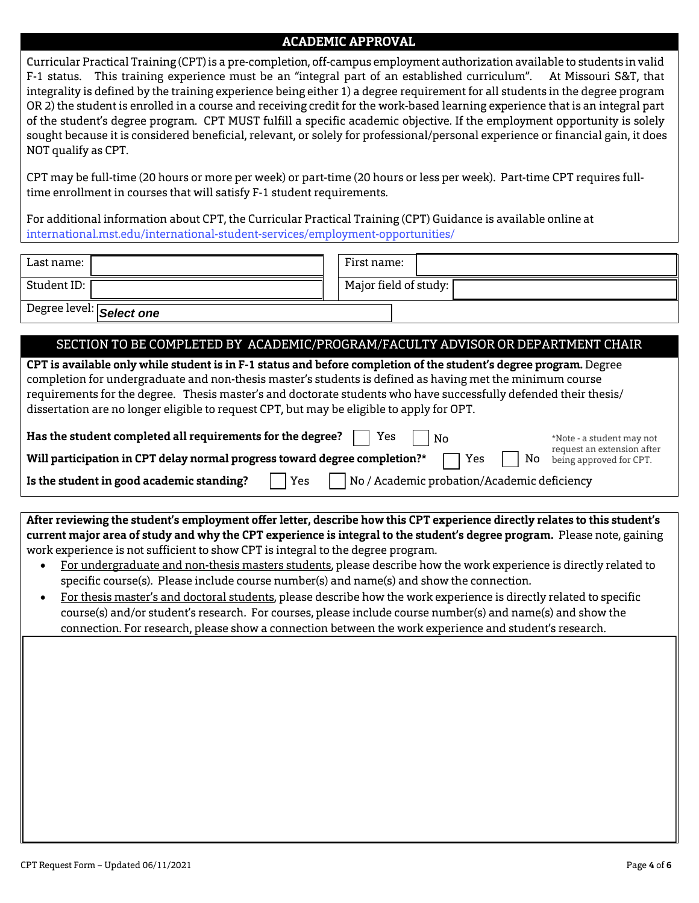## ACADEMIC APPROVAL

Curricular Practical Training (CPT) is a pre-completion, off-campus employment authorization available to students in valid F-1 status. This training experience must be an "integral part of an established curriculum". At Missouri S&T, that integrality is defined by the training experience being either 1) a degree requirement for all students in the degree program OR 2) the student is enrolled in a course and receiving credit for the work-based learning experience that is an integral part of the student's degree program. CPT MUST fulfill a specific academic objective. If the employment opportunity is solely sought because it is considered beneficial, relevant, or solely for professional/personal experience or financial gain, it does NOT qualify as CPT.

CPT may be full-time (20 hours or more per week) or part-time (20 hours or less per week). Part-time CPT requires full-time enrollment in courses that will satisfy F-1 student requirements.

For additional information about CPT, the Curricular Practical Training (CPT) Guidance is available online at international.mst.edu/international-student-services/employment-opportunities/

| | |
|---|---|
| Last name: | First name: |
| Student ID: | Major field of study: |
| Degree level: *Select one* | |

## SECTION TO BE COMPLETED BY ACADEMIC/PROGRAM/FACULTY ADVISOR OR DEPARTMENT CHAIR

**CPT is available only while student is in F-1 status and before completion of the student's degree program.** Degree completion for undergraduate and non-thesis master's students is defined as having met the minimum course requirements for the degree. Thesis master's and doctorate students who have successfully defended their thesis/dissertation are no longer eligible to request CPT, but may be eligible to apply for OPT.

**Has the student completed all requirements for the degree?** ☐ Yes ☐ No

**Will participation in CPT delay normal progress toward degree completion?*** ☐ Yes ☐ No

*Note - a student may not request an extension after being approved for CPT.

**Is the student in good academic standing?** ☐ Yes ☐ No / Academic probation/Academic deficiency

**After reviewing the student's employment offer letter, describe how this CPT experience directly relates to this student's current major area of study and why the CPT experience is integral to the student's degree program.** Please note, gaining work experience is not sufficient to show CPT is integral to the degree program.

- For undergraduate and non-thesis masters students, please describe how the work experience is directly related to specific course(s). Please include course number(s) and name(s) and show the connection.
- For thesis master's and doctoral students, please describe how the work experience is directly related to specific course(s) and/or student's research. For courses, please include course number(s) and name(s) and show the connection. For research, please show a connection between the work experience and student's research.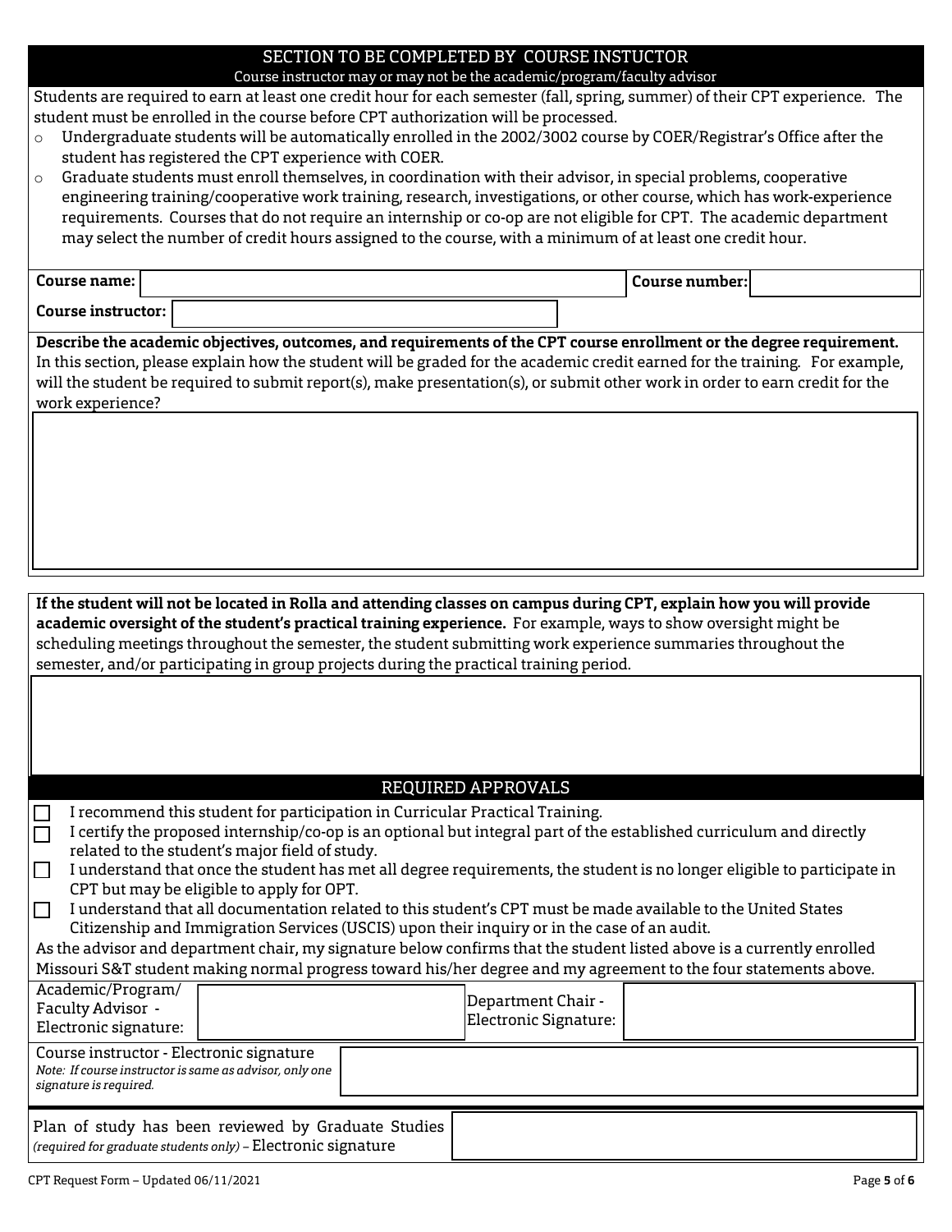## SECTION TO BE COMPLETED BY COURSE INSTUCTOR

Course instructor may or may not be the academic/program/faculty advisor

Students are required to earn at least one credit hour for each semester (fall, spring, summer) of their CPT experience. The student must be enrolled in the course before CPT authorization will be processed.

- Undergraduate students will be automatically enrolled in the 2002/3002 course by COER/Registrar's Office after the student has registered the CPT experience with COER.
- Graduate students must enroll themselves, in coordination with their advisor, in special problems, cooperative engineering training/cooperative work training, research, investigations, or other course, which has work-experience requirements. Courses that do not require an internship or co-op are not eligible for CPT. The academic department may select the number of credit hours assigned to the course, with a minimum of at least one credit hour.

| | | | |
|---|---|---|---|
| **Course name:** | | **Course number:** | |
| **Course instructor:** | | | |

**Describe the academic objectives, outcomes, and requirements of the CPT course enrollment or the degree requirement.** In this section, please explain how the student will be graded for the academic credit earned for the training. For example, will the student be required to submit report(s), make presentation(s), or submit other work in order to earn credit for the work experience?

**If the student will not be located in Rolla and attending classes on campus during CPT, explain how you will provide academic oversight of the student's practical training experience.** For example, ways to show oversight might be scheduling meetings throughout the semester, the student submitting work experience summaries throughout the semester, and/or participating in group projects during the practical training period.

## REQUIRED APPROVALS

- ☐ I recommend this student for participation in Curricular Practical Training.
- ☐ I certify the proposed internship/co-op is an optional but integral part of the established curriculum and directly related to the student's major field of study.
- ☐ I understand that once the student has met all degree requirements, the student is no longer eligible to participate in CPT but may be eligible to apply for OPT.
- ☐ I understand that all documentation related to this student's CPT must be made available to the United States Citizenship and Immigration Services (USCIS) upon their inquiry or in the case of an audit.

As the advisor and department chair, my signature below confirms that the student listed above is a currently enrolled Missouri S&T student making normal progress toward his/her degree and my agreement to the four statements above.

| | | | |
|---|---|---|---|
| Academic/Program/ Faculty Advisor - Electronic signature: | | Department Chair - Electronic Signature: | |
| Course instructor - Electronic signature *Note: If course instructor is same as advisor, only one signature is required.* | | | |
| Plan of study has been reviewed by Graduate Studies *(required for graduate students only)* – Electronic signature | | | |

CPT Request Form – Updated 06/11/2021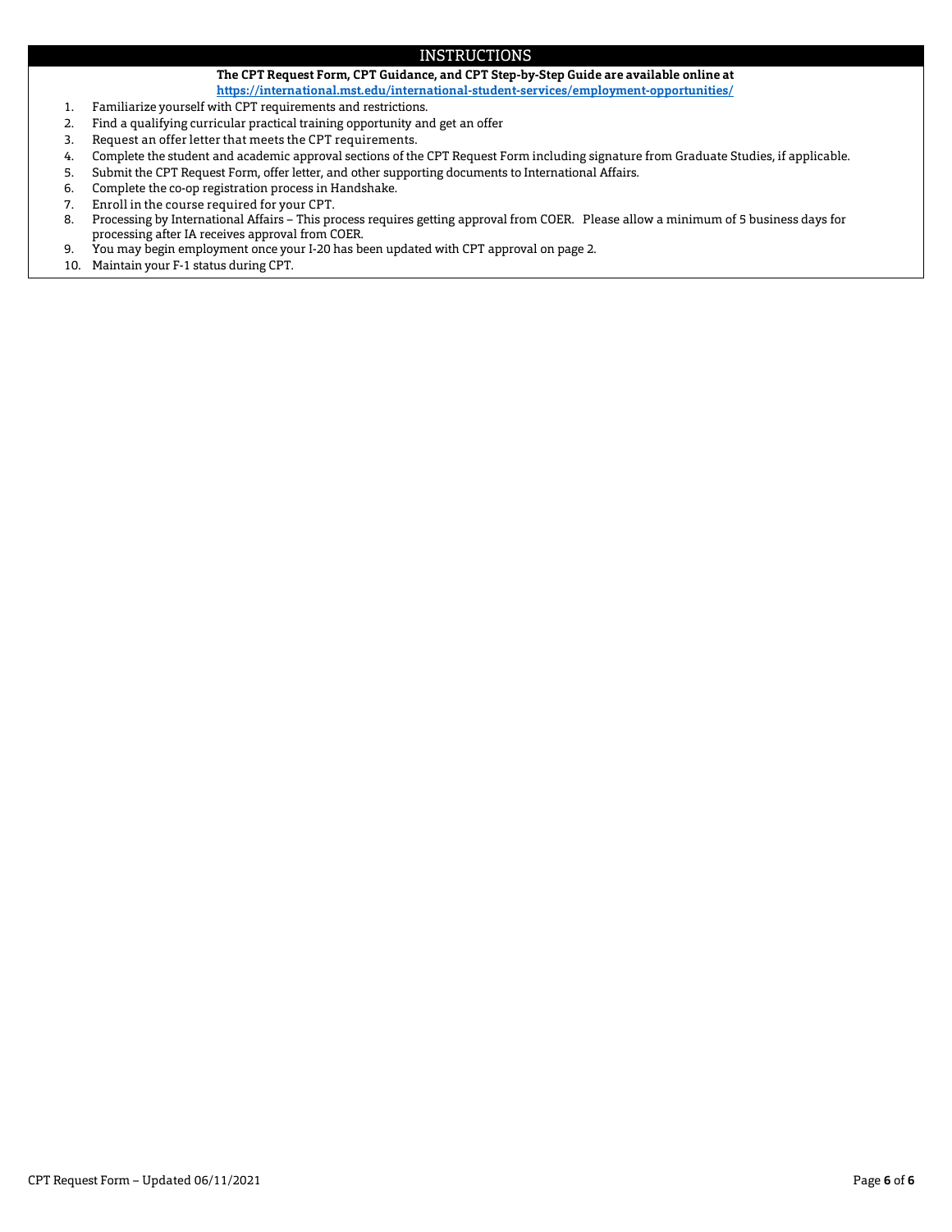## INSTRUCTIONS

**The CPT Request Form, CPT Guidance, and CPT Step-by-Step Guide are available online at**
**https://international.mst.edu/international-student-services/employment-opportunities/**

1. Familiarize yourself with CPT requirements and restrictions.
2. Find a qualifying curricular practical training opportunity and get an offer
3. Request an offer letter that meets the CPT requirements.
4. Complete the student and academic approval sections of the CPT Request Form including signature from Graduate Studies, if applicable.
5. Submit the CPT Request Form, offer letter, and other supporting documents to International Affairs.
6. Complete the co-op registration process in Handshake.
7. Enroll in the course required for your CPT.
8. Processing by International Affairs – This process requires getting approval from COER. Please allow a minimum of 5 business days for processing after IA receives approval from COER.
9. You may begin employment once your I-20 has been updated with CPT approval on page 2.
10. Maintain your F-1 status during CPT.